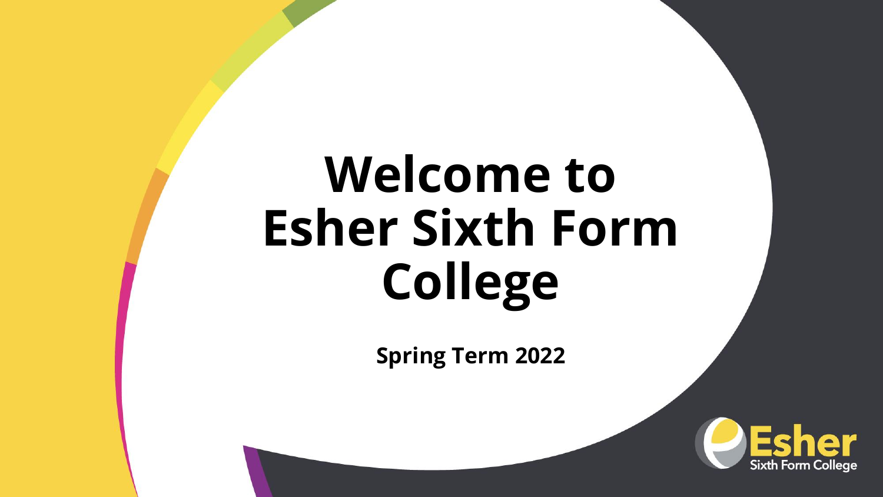# Welcome to Esher Sixth Form College

**Spring Term 2022**

Esher
Sixth Form College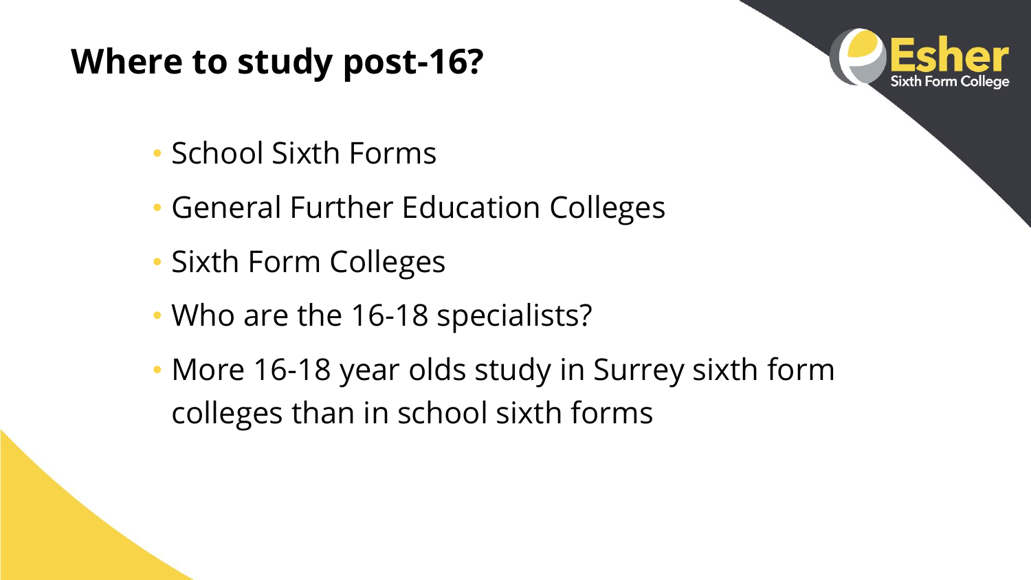# Where to study post-16?

- School Sixth Forms
- General Further Education Colleges
- Sixth Form Colleges
- Who are the 16-18 specialists?
- More 16-18 year olds study in Surrey sixth form colleges than in school sixth forms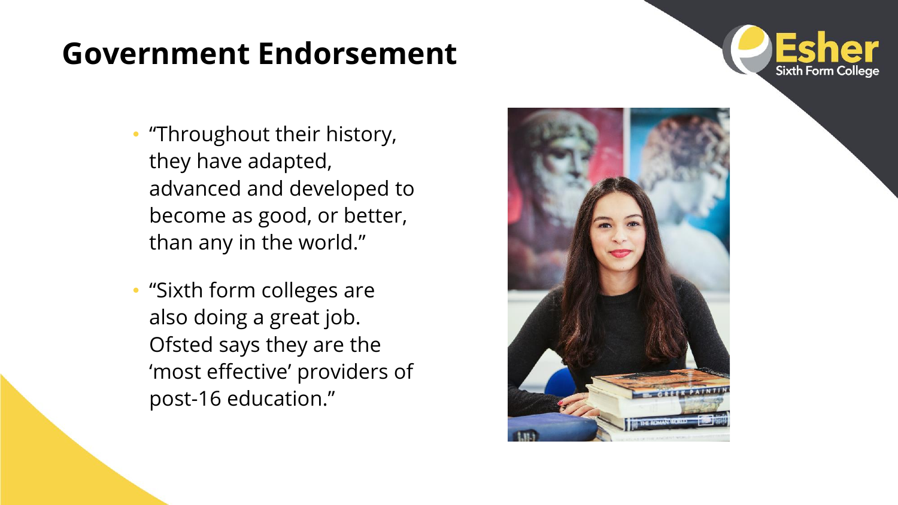# Government Endorsement

- "Throughout their history, they have adapted, advanced and developed to become as good, or better, than any in the world."
- "Sixth form colleges are also doing a great job. Ofsted says they are the 'most effective' providers of post-16 education."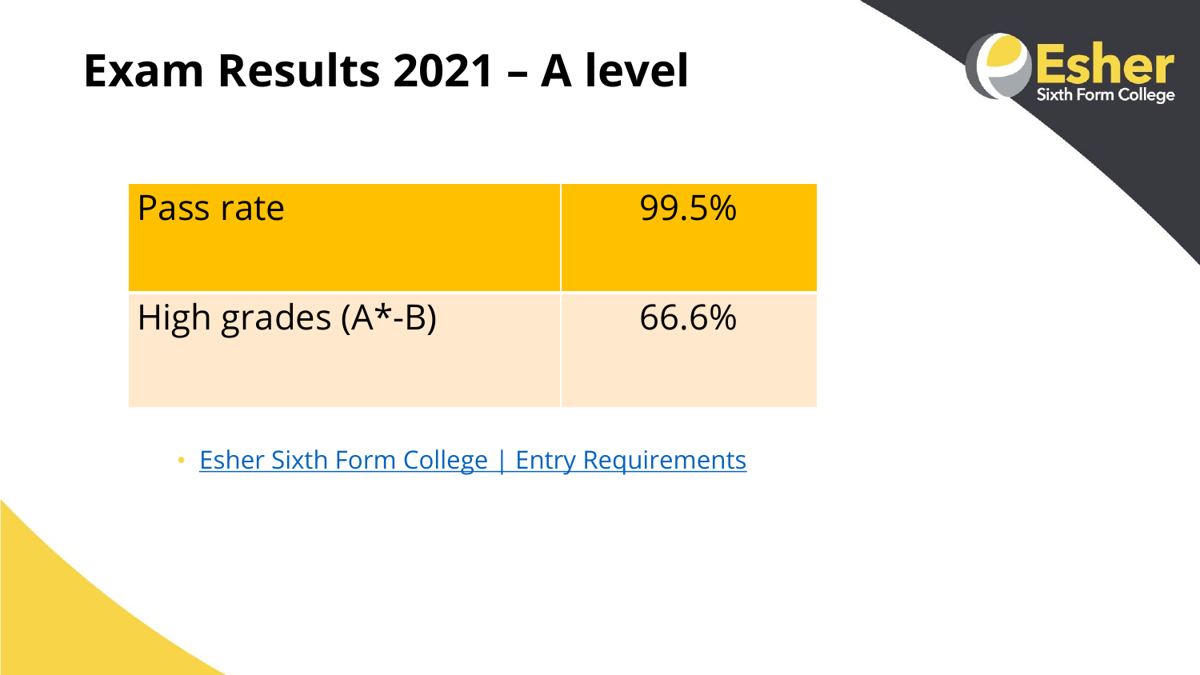# Exam Results 2021 – A level

| Pass rate | 99.5% |
| --- | --- |
| High grades (A*-B) | 66.6% |

- Esher Sixth Form College | Entry Requirements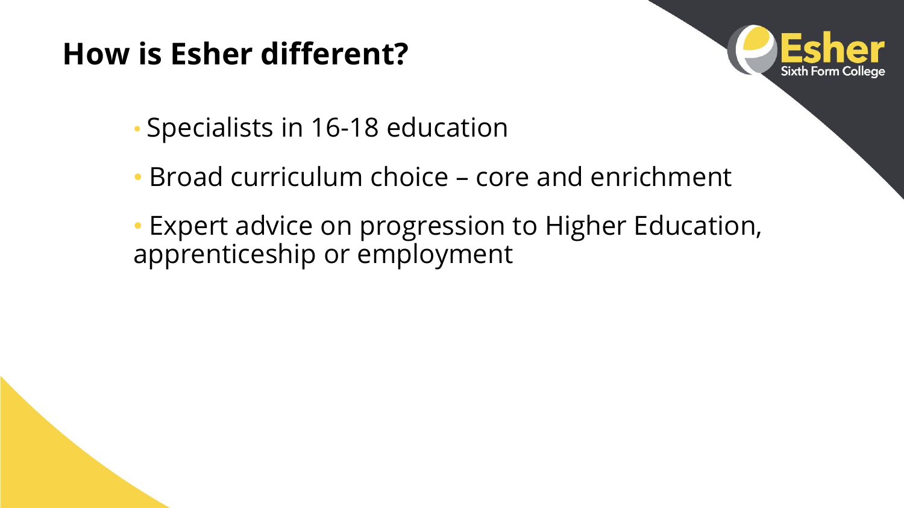# How is Esher different?

- Specialists in 16-18 education
- Broad curriculum choice – core and enrichment
- Expert advice on progression to Higher Education, apprenticeship or employment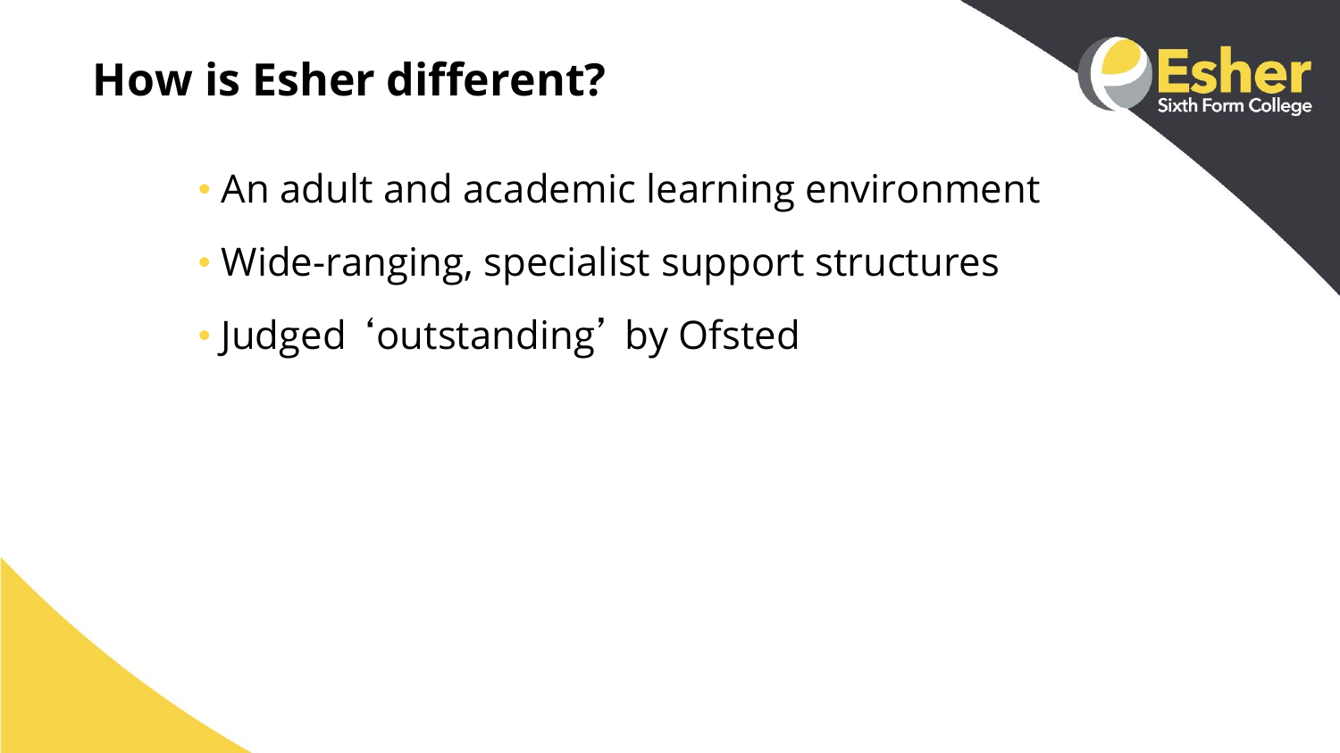# How is Esher different?

- An adult and academic learning environment
- Wide-ranging, specialist support structures
- Judged 'outstanding' by Ofsted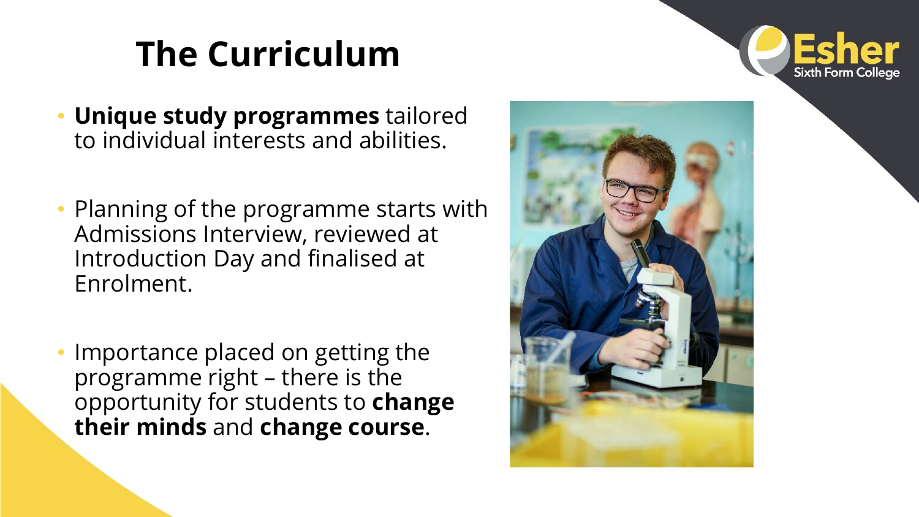# The Curriculum

- **Unique study programmes** tailored to individual interests and abilities.
- Planning of the programme starts with Admissions Interview, reviewed at Introduction Day and finalised at Enrolment.
- Importance placed on getting the programme right – there is the opportunity for students to **change their minds** and **change course**.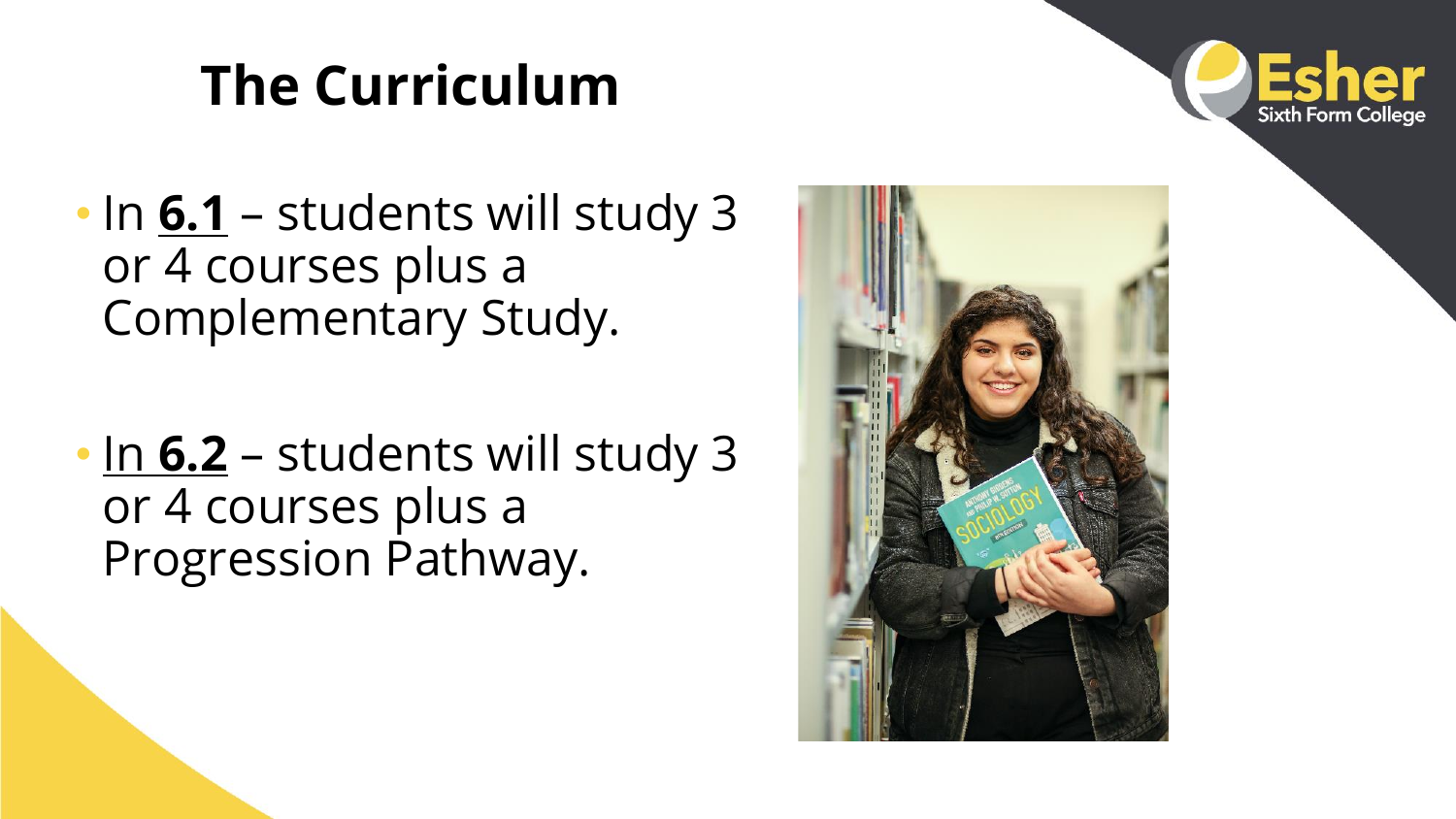# The Curriculum

- In **6.1** – students will study 3 or 4 courses plus a Complementary Study.
- In **6.2** – students will study 3 or 4 courses plus a Progression Pathway.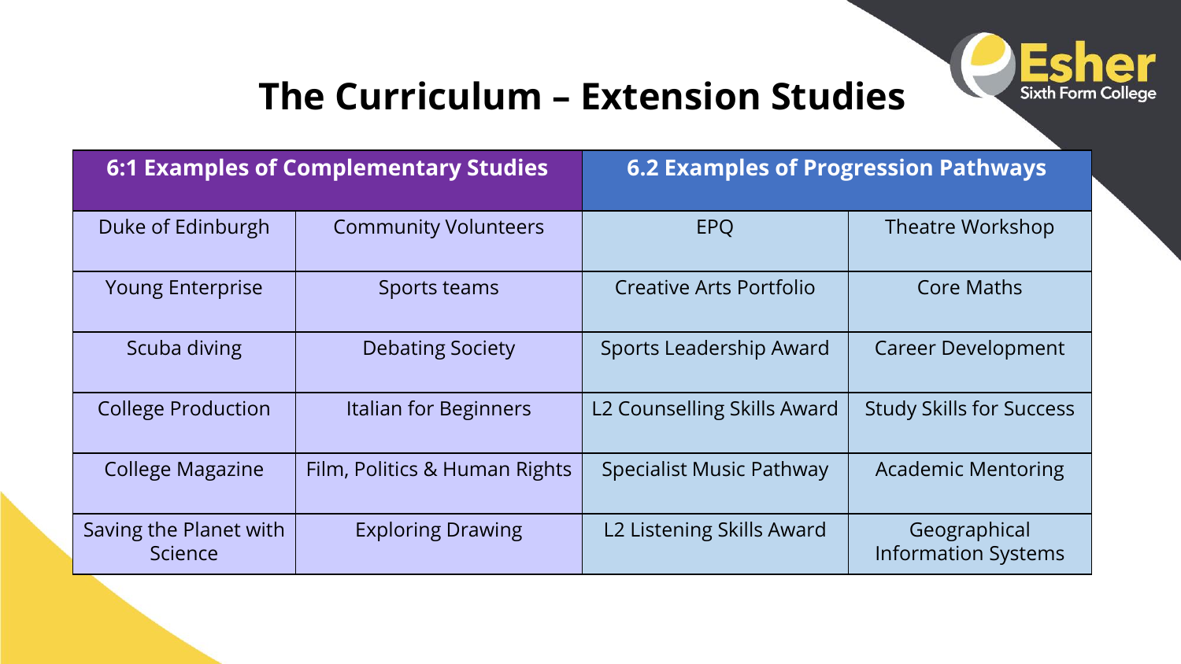# The Curriculum – Extension Studies

| 6:1 Examples of Complementary Studies | | 6.2 Examples of Progression Pathways | |
|---|---|---|---|
| Duke of Edinburgh | Community Volunteers | EPQ | Theatre Workshop |
| Young Enterprise | Sports teams | Creative Arts Portfolio | Core Maths |
| Scuba diving | Debating Society | Sports Leadership Award | Career Development |
| College Production | Italian for Beginners | L2 Counselling Skills Award | Study Skills for Success |
| College Magazine | Film, Politics & Human Rights | Specialist Music Pathway | Academic Mentoring |
| Saving the Planet with Science | Exploring Drawing | L2 Listening Skills Award | Geographical Information Systems |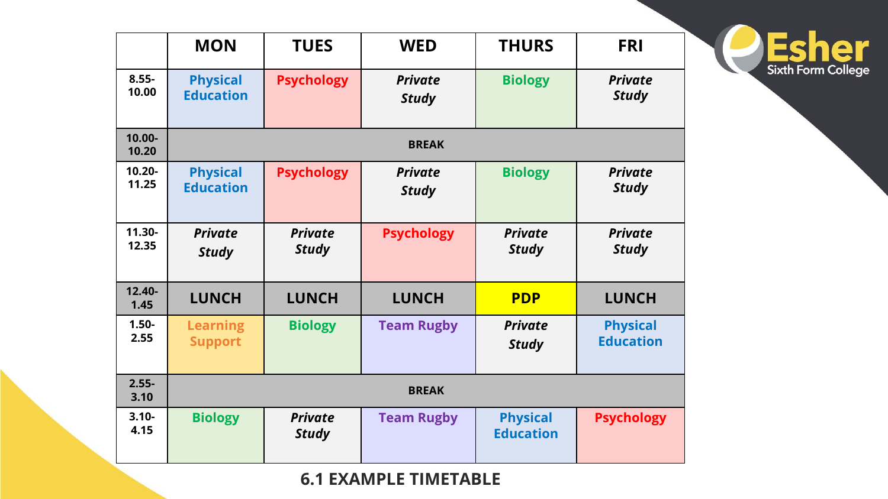|  | MON | TUES | WED | THURS | FRI |
|---|---|---|---|---|---|
| 8.55-10.00 | Physical Education | Psychology | *Private Study* | Biology | *Private Study* |
| 10.00-10.20 | BREAK | | | | |
| 10.20-11.25 | Physical Education | Psychology | *Private Study* | Biology | *Private Study* |
| 11.30-12.35 | *Private Study* | *Private Study* | Psychology | *Private Study* | *Private Study* |
| 12.40-1.45 | LUNCH | LUNCH | LUNCH | PDP | LUNCH |
| 1.50-2.55 | Learning Support | Biology | Team Rugby | *Private Study* | Physical Education |
| 2.55-3.10 | BREAK | | | | |
| 3.10-4.15 | Biology | *Private Study* | Team Rugby | Physical Education | Psychology |

**6.1 EXAMPLE TIMETABLE**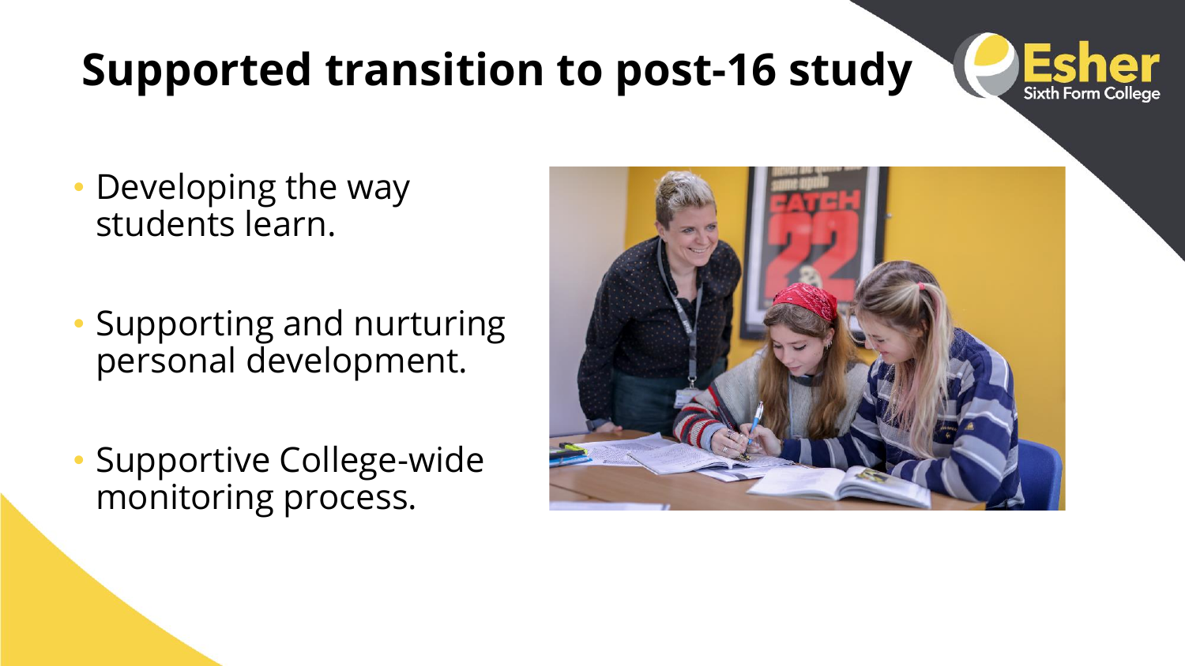# Supported transition to post-16 study

- Developing the way students learn.
- Supporting and nurturing personal development.
- Supportive College-wide monitoring process.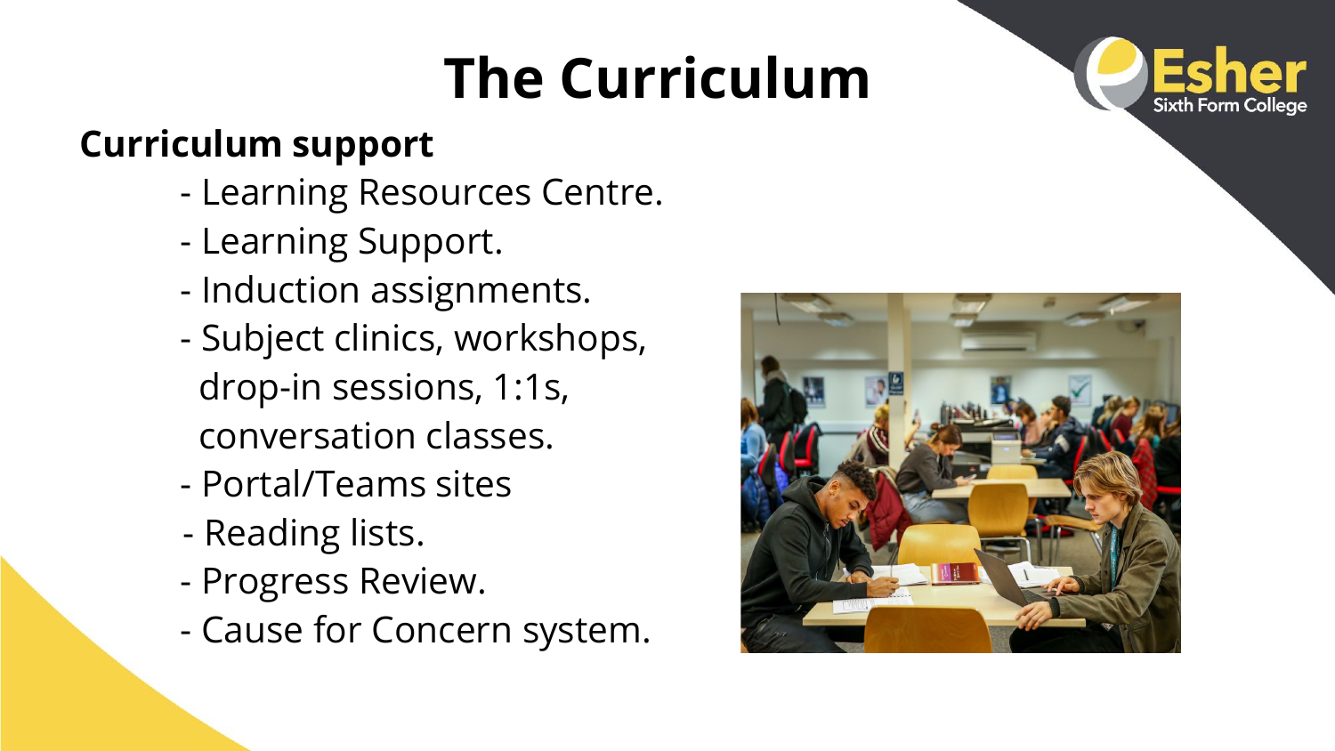# The Curriculum

**Curriculum support**

- Learning Resources Centre.
- Learning Support.
- Induction assignments.
- Subject clinics, workshops, drop-in sessions, 1:1s, conversation classes.
- Portal/Teams sites
- Reading lists.
- Progress Review.
- Cause for Concern system.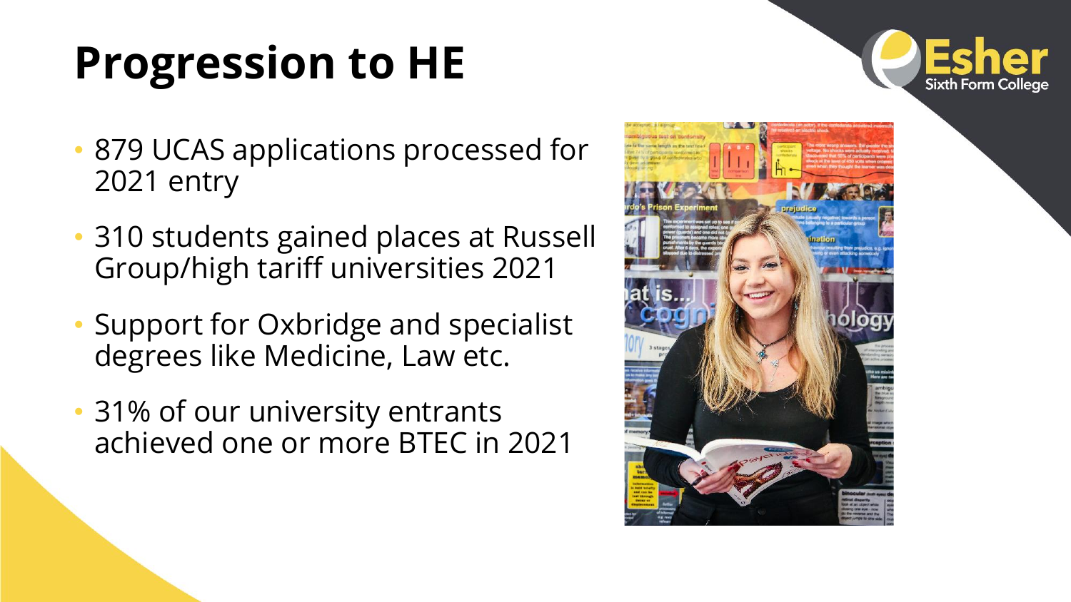# Progression to HE

- 879 UCAS applications processed for 2021 entry
- 310 students gained places at Russell Group/high tariff universities 2021
- Support for Oxbridge and specialist degrees like Medicine, Law etc.
- 31% of our university entrants achieved one or more BTEC in 2021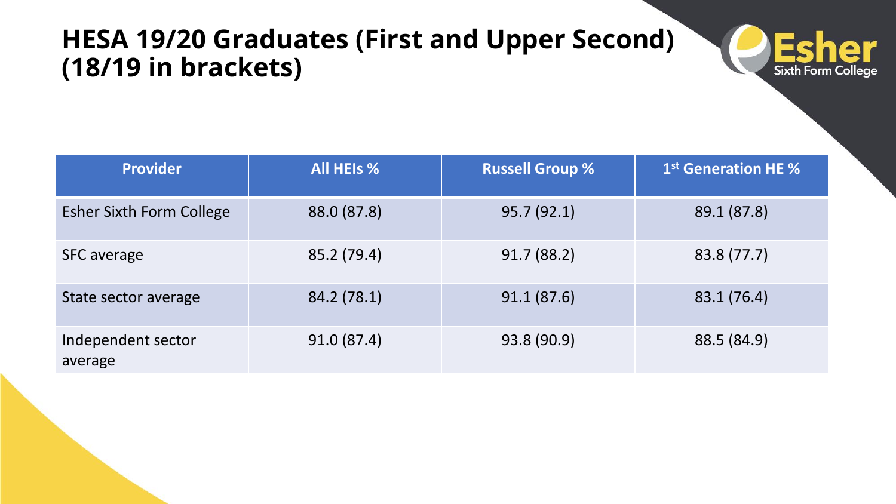# HESA 19/20 Graduates (First and Upper Second) (18/19 in brackets)

| Provider | All HEIs % | Russell Group % | 1st Generation HE % |
| --- | --- | --- | --- |
| Esher Sixth Form College | 88.0 (87.8) | 95.7 (92.1) | 89.1 (87.8) |
| SFC average | 85.2 (79.4) | 91.7 (88.2) | 83.8 (77.7) |
| State sector average | 84.2 (78.1) | 91.1 (87.6) | 83.1 (76.4) |
| Independent sector average | 91.0 (87.4) | 93.8 (90.9) | 88.5 (84.9) |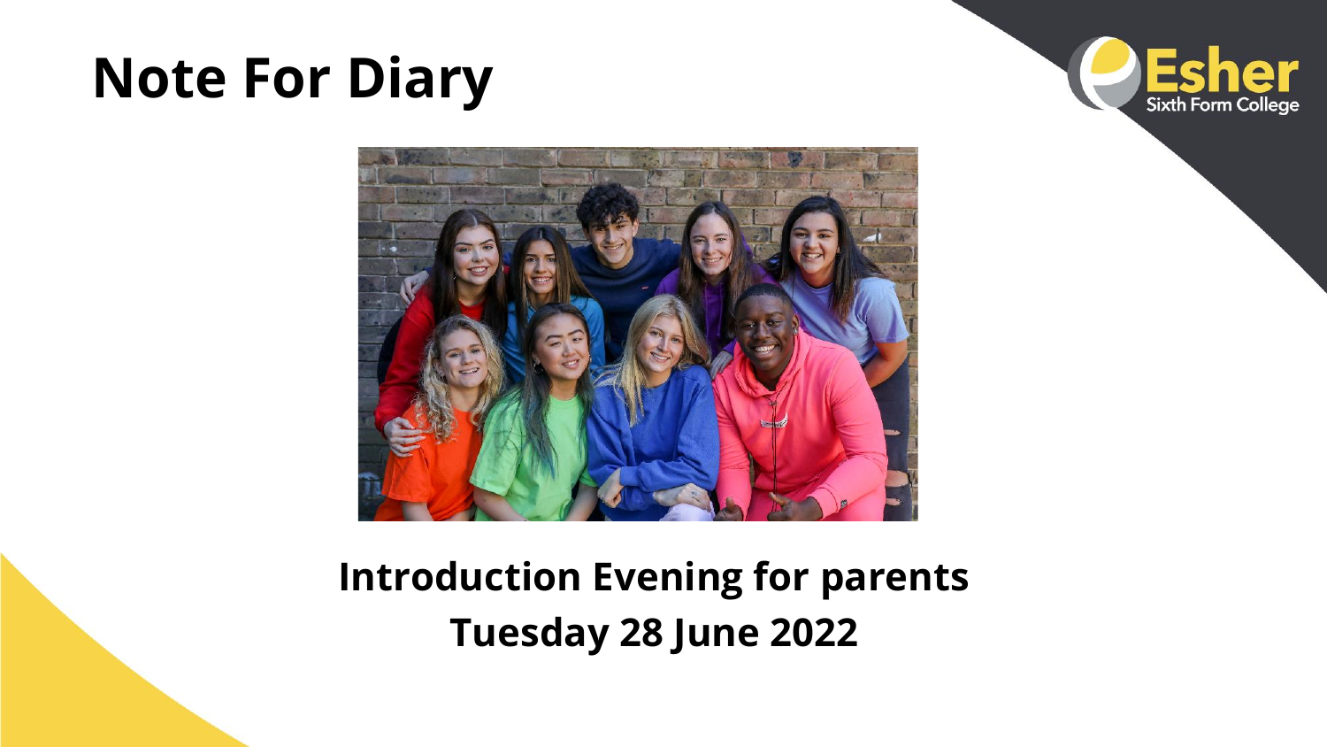# Note For Diary

**Introduction Evening for parents**
**Tuesday 28 June 2022**